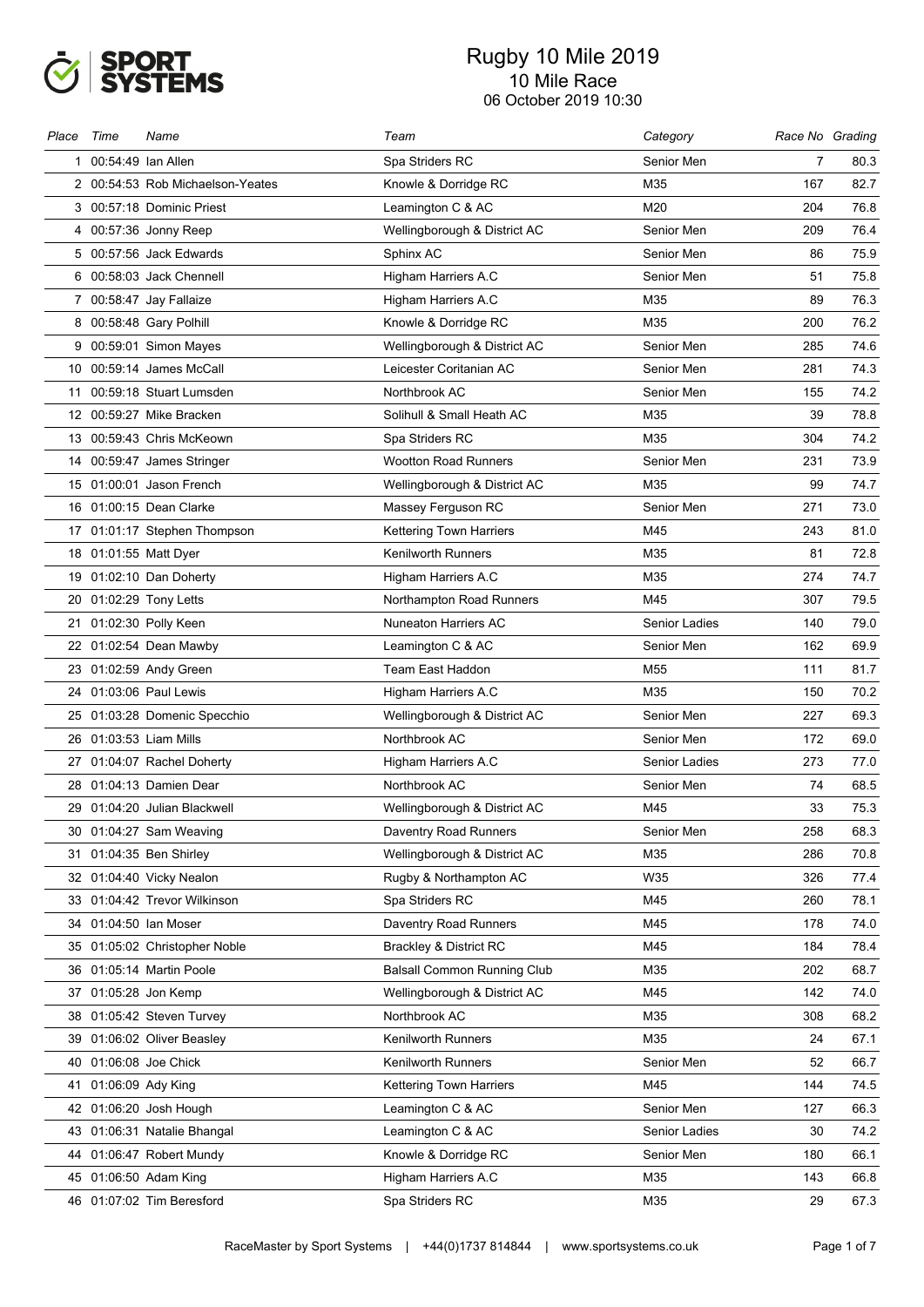# Rugby 10 Mile 2019

## 10 Mile Race

06 October 2019 10:30

| Place | Time | Name | Team | Category | Race No | Grading |
|---|---|---|---|---|---|---|
| 1 | 00:54:49 | Ian Allen | Spa Striders RC | Senior Men | 7 | 80.3 |
| 2 | 00:54:53 | Rob Michaelson-Yeates | Knowle & Dorridge RC | M35 | 167 | 82.7 |
| 3 | 00:57:18 | Dominic Priest | Leamington C & AC | M20 | 204 | 76.8 |
| 4 | 00:57:36 | Jonny Reep | Wellingborough & District AC | Senior Men | 209 | 76.4 |
| 5 | 00:57:56 | Jack Edwards | Sphinx AC | Senior Men | 86 | 75.9 |
| 6 | 00:58:03 | Jack Chennell | Higham Harriers A.C | Senior Men | 51 | 75.8 |
| 7 | 00:58:47 | Jay Fallaize | Higham Harriers A.C | M35 | 89 | 76.3 |
| 8 | 00:58:48 | Gary Polhill | Knowle & Dorridge RC | M35 | 200 | 76.2 |
| 9 | 00:59:01 | Simon Mayes | Wellingborough & District AC | Senior Men | 285 | 74.6 |
| 10 | 00:59:14 | James McCall | Leicester Coritanian AC | Senior Men | 281 | 74.3 |
| 11 | 00:59:18 | Stuart Lumsden | Northbrook AC | Senior Men | 155 | 74.2 |
| 12 | 00:59:27 | Mike Bracken | Solihull & Small Heath AC | M35 | 39 | 78.8 |
| 13 | 00:59:43 | Chris McKeown | Spa Striders RC | M35 | 304 | 74.2 |
| 14 | 00:59:47 | James Stringer | Wootton Road Runners | Senior Men | 231 | 73.9 |
| 15 | 01:00:01 | Jason French | Wellingborough & District AC | M35 | 99 | 74.7 |
| 16 | 01:00:15 | Dean Clarke | Massey Ferguson RC | Senior Men | 271 | 73.0 |
| 17 | 01:01:17 | Stephen Thompson | Kettering Town Harriers | M45 | 243 | 81.0 |
| 18 | 01:01:55 | Matt Dyer | Kenilworth Runners | M35 | 81 | 72.8 |
| 19 | 01:02:10 | Dan Doherty | Higham Harriers A.C | M35 | 274 | 74.7 |
| 20 | 01:02:29 | Tony Letts | Northampton Road Runners | M45 | 307 | 79.5 |
| 21 | 01:02:30 | Polly Keen | Nuneaton Harriers AC | Senior Ladies | 140 | 79.0 |
| 22 | 01:02:54 | Dean Mawby | Leamington C & AC | Senior Men | 162 | 69.9 |
| 23 | 01:02:59 | Andy Green | Team East Haddon | M55 | 111 | 81.7 |
| 24 | 01:03:06 | Paul Lewis | Higham Harriers A.C | M35 | 150 | 70.2 |
| 25 | 01:03:28 | Domenic Specchio | Wellingborough & District AC | Senior Men | 227 | 69.3 |
| 26 | 01:03:53 | Liam Mills | Northbrook AC | Senior Men | 172 | 69.0 |
| 27 | 01:04:07 | Rachel Doherty | Higham Harriers A.C | Senior Ladies | 273 | 77.0 |
| 28 | 01:04:13 | Damien Dear | Northbrook AC | Senior Men | 74 | 68.5 |
| 29 | 01:04:20 | Julian Blackwell | Wellingborough & District AC | M45 | 33 | 75.3 |
| 30 | 01:04:27 | Sam Weaving | Daventry Road Runners | Senior Men | 258 | 68.3 |
| 31 | 01:04:35 | Ben Shirley | Wellingborough & District AC | M35 | 286 | 70.8 |
| 32 | 01:04:40 | Vicky Nealon | Rugby & Northampton AC | W35 | 326 | 77.4 |
| 33 | 01:04:42 | Trevor Wilkinson | Spa Striders RC | M45 | 260 | 78.1 |
| 34 | 01:04:50 | Ian Moser | Daventry Road Runners | M45 | 178 | 74.0 |
| 35 | 01:05:02 | Christopher Noble | Brackley & District RC | M45 | 184 | 78.4 |
| 36 | 01:05:14 | Martin Poole | Balsall Common Running Club | M35 | 202 | 68.7 |
| 37 | 01:05:28 | Jon Kemp | Wellingborough & District AC | M45 | 142 | 74.0 |
| 38 | 01:05:42 | Steven Turvey | Northbrook AC | M35 | 308 | 68.2 |
| 39 | 01:06:02 | Oliver Beasley | Kenilworth Runners | M35 | 24 | 67.1 |
| 40 | 01:06:08 | Joe Chick | Kenilworth Runners | Senior Men | 52 | 66.7 |
| 41 | 01:06:09 | Ady King | Kettering Town Harriers | M45 | 144 | 74.5 |
| 42 | 01:06:20 | Josh Hough | Leamington C & AC | Senior Men | 127 | 66.3 |
| 43 | 01:06:31 | Natalie Bhangal | Leamington C & AC | Senior Ladies | 30 | 74.2 |
| 44 | 01:06:47 | Robert Mundy | Knowle & Dorridge RC | Senior Men | 180 | 66.1 |
| 45 | 01:06:50 | Adam King | Higham Harriers A.C | M35 | 143 | 66.8 |
| 46 | 01:07:02 | Tim Beresford | Spa Striders RC | M35 | 29 | 67.3 |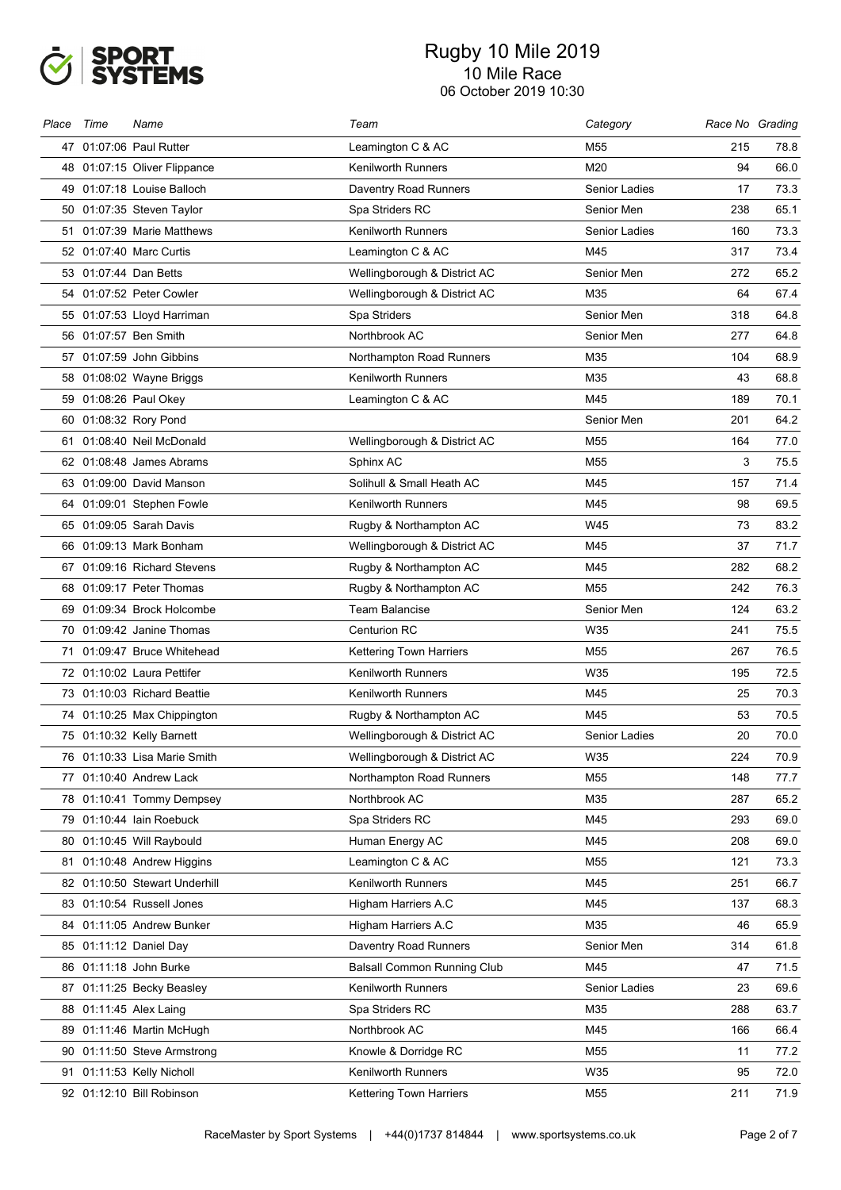# Rugby 10 Mile 2019

10 Mile Race

06 October 2019 10:30

| Place | Time | Name | Team | Category | Race No | Grading |
|---|---|---|---|---|---|---|
| 47 | 01:07:06 | Paul Rutter | Leamington C & AC | M55 | 215 | 78.8 |
| 48 | 01:07:15 | Oliver Flippance | Kenilworth Runners | M20 | 94 | 66.0 |
| 49 | 01:07:18 | Louise Balloch | Daventry Road Runners | Senior Ladies | 17 | 73.3 |
| 50 | 01:07:35 | Steven Taylor | Spa Striders RC | Senior Men | 238 | 65.1 |
| 51 | 01:07:39 | Marie Matthews | Kenilworth Runners | Senior Ladies | 160 | 73.3 |
| 52 | 01:07:40 | Marc Curtis | Leamington C & AC | M45 | 317 | 73.4 |
| 53 | 01:07:44 | Dan Betts | Wellingborough & District AC | Senior Men | 272 | 65.2 |
| 54 | 01:07:52 | Peter Cowler | Wellingborough & District AC | M35 | 64 | 67.4 |
| 55 | 01:07:53 | Lloyd Harriman | Spa Striders | Senior Men | 318 | 64.8 |
| 56 | 01:07:57 | Ben Smith | Northbrook AC | Senior Men | 277 | 64.8 |
| 57 | 01:07:59 | John Gibbins | Northampton Road Runners | M35 | 104 | 68.9 |
| 58 | 01:08:02 | Wayne Briggs | Kenilworth Runners | M35 | 43 | 68.8 |
| 59 | 01:08:26 | Paul Okey | Leamington C & AC | M45 | 189 | 70.1 |
| 60 | 01:08:32 | Rory Pond | | Senior Men | 201 | 64.2 |
| 61 | 01:08:40 | Neil McDonald | Wellingborough & District AC | M55 | 164 | 77.0 |
| 62 | 01:08:48 | James Abrams | Sphinx AC | M55 | 3 | 75.5 |
| 63 | 01:09:00 | David Manson | Solihull & Small Heath AC | M45 | 157 | 71.4 |
| 64 | 01:09:01 | Stephen Fowle | Kenilworth Runners | M45 | 98 | 69.5 |
| 65 | 01:09:05 | Sarah Davis | Rugby & Northampton AC | W45 | 73 | 83.2 |
| 66 | 01:09:13 | Mark Bonham | Wellingborough & District AC | M45 | 37 | 71.7 |
| 67 | 01:09:16 | Richard Stevens | Rugby & Northampton AC | M45 | 282 | 68.2 |
| 68 | 01:09:17 | Peter Thomas | Rugby & Northampton AC | M55 | 242 | 76.3 |
| 69 | 01:09:34 | Brock Holcombe | Team Balancise | Senior Men | 124 | 63.2 |
| 70 | 01:09:42 | Janine Thomas | Centurion RC | W35 | 241 | 75.5 |
| 71 | 01:09:47 | Bruce Whitehead | Kettering Town Harriers | M55 | 267 | 76.5 |
| 72 | 01:10:02 | Laura Pettifer | Kenilworth Runners | W35 | 195 | 72.5 |
| 73 | 01:10:03 | Richard Beattie | Kenilworth Runners | M45 | 25 | 70.3 |
| 74 | 01:10:25 | Max Chippington | Rugby & Northampton AC | M45 | 53 | 70.5 |
| 75 | 01:10:32 | Kelly Barnett | Wellingborough & District AC | Senior Ladies | 20 | 70.0 |
| 76 | 01:10:33 | Lisa Marie Smith | Wellingborough & District AC | W35 | 224 | 70.9 |
| 77 | 01:10:40 | Andrew Lack | Northampton Road Runners | M55 | 148 | 77.7 |
| 78 | 01:10:41 | Tommy Dempsey | Northbrook AC | M35 | 287 | 65.2 |
| 79 | 01:10:44 | Iain Roebuck | Spa Striders RC | M45 | 293 | 69.0 |
| 80 | 01:10:45 | Will Raybould | Human Energy AC | M45 | 208 | 69.0 |
| 81 | 01:10:48 | Andrew Higgins | Leamington C & AC | M55 | 121 | 73.3 |
| 82 | 01:10:50 | Stewart Underhill | Kenilworth Runners | M45 | 251 | 66.7 |
| 83 | 01:10:54 | Russell Jones | Higham Harriers A.C | M45 | 137 | 68.3 |
| 84 | 01:11:05 | Andrew Bunker | Higham Harriers A.C | M35 | 46 | 65.9 |
| 85 | 01:11:12 | Daniel Day | Daventry Road Runners | Senior Men | 314 | 61.8 |
| 86 | 01:11:18 | John Burke | Balsall Common Running Club | M45 | 47 | 71.5 |
| 87 | 01:11:25 | Becky Beasley | Kenilworth Runners | Senior Ladies | 23 | 69.6 |
| 88 | 01:11:45 | Alex Laing | Spa Striders RC | M35 | 288 | 63.7 |
| 89 | 01:11:46 | Martin McHugh | Northbrook AC | M45 | 166 | 66.4 |
| 90 | 01:11:50 | Steve Armstrong | Knowle & Dorridge RC | M55 | 11 | 77.2 |
| 91 | 01:11:53 | Kelly Nicholl | Kenilworth Runners | W35 | 95 | 72.0 |
| 92 | 01:12:10 | Bill Robinson | Kettering Town Harriers | M55 | 211 | 71.9 |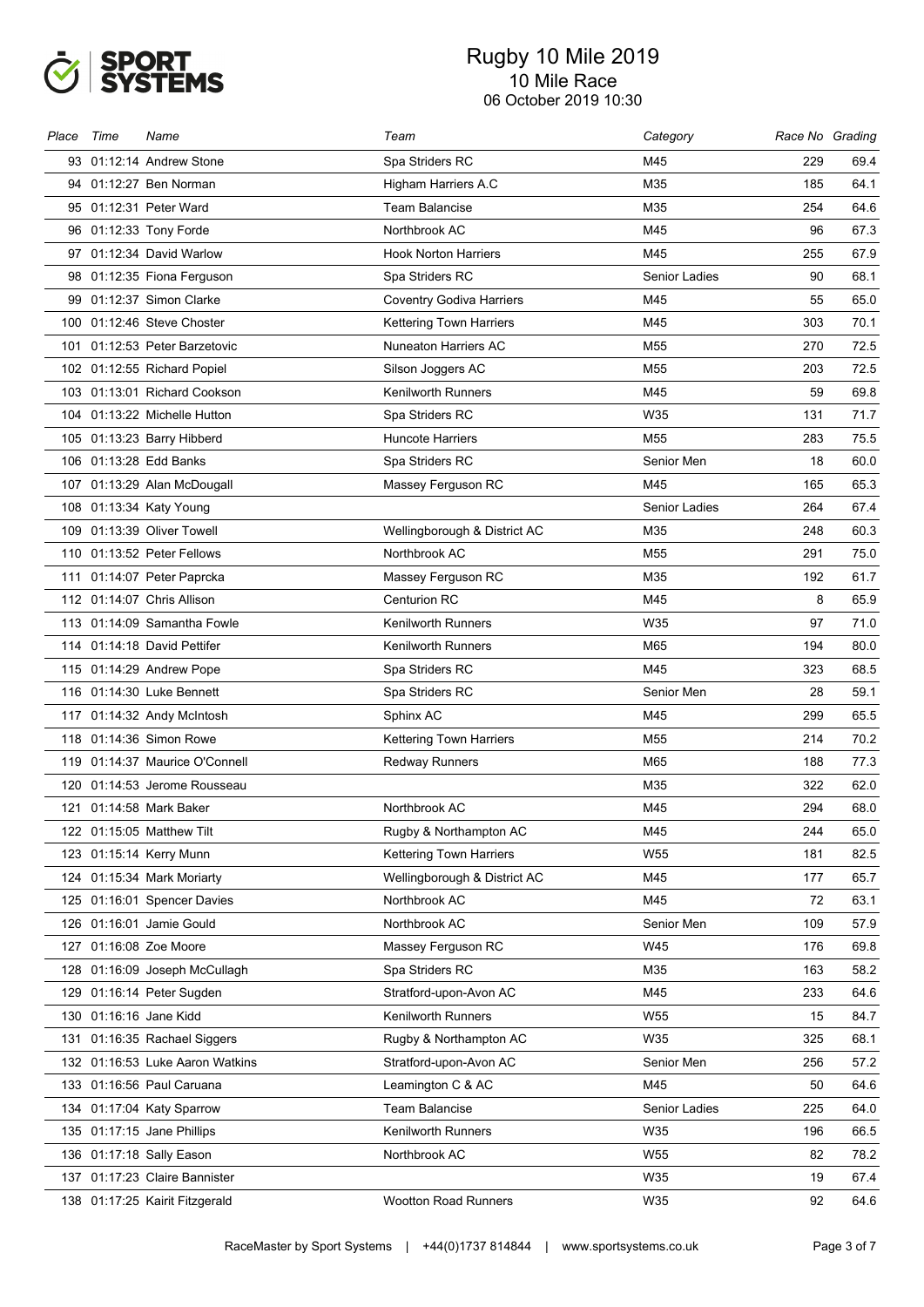# Rugby 10 Mile 2019

## 10 Mile Race

06 October 2019 10:30

| Place | Time | Name | Team | Category | Race No | Grading |
|---|---|---|---|---|---|---|
| 93 | 01:12:14 | Andrew Stone | Spa Striders RC | M45 | 229 | 69.4 |
| 94 | 01:12:27 | Ben Norman | Higham Harriers A.C | M35 | 185 | 64.1 |
| 95 | 01:12:31 | Peter Ward | Team Balancise | M35 | 254 | 64.6 |
| 96 | 01:12:33 | Tony Forde | Northbrook AC | M45 | 96 | 67.3 |
| 97 | 01:12:34 | David Warlow | Hook Norton Harriers | M45 | 255 | 67.9 |
| 98 | 01:12:35 | Fiona Ferguson | Spa Striders RC | Senior Ladies | 90 | 68.1 |
| 99 | 01:12:37 | Simon Clarke | Coventry Godiva Harriers | M45 | 55 | 65.0 |
| 100 | 01:12:46 | Steve Choster | Kettering Town Harriers | M45 | 303 | 70.1 |
| 101 | 01:12:53 | Peter Barzetovic | Nuneaton Harriers AC | M55 | 270 | 72.5 |
| 102 | 01:12:55 | Richard Popiel | Silson Joggers AC | M55 | 203 | 72.5 |
| 103 | 01:13:01 | Richard Cookson | Kenilworth Runners | M45 | 59 | 69.8 |
| 104 | 01:13:22 | Michelle Hutton | Spa Striders RC | W35 | 131 | 71.7 |
| 105 | 01:13:23 | Barry Hibberd | Huncote Harriers | M55 | 283 | 75.5 |
| 106 | 01:13:28 | Edd Banks | Spa Striders RC | Senior Men | 18 | 60.0 |
| 107 | 01:13:29 | Alan McDougall | Massey Ferguson RC | M45 | 165 | 65.3 |
| 108 | 01:13:34 | Katy Young | | Senior Ladies | 264 | 67.4 |
| 109 | 01:13:39 | Oliver Towell | Wellingborough & District AC | M35 | 248 | 60.3 |
| 110 | 01:13:52 | Peter Fellows | Northbrook AC | M55 | 291 | 75.0 |
| 111 | 01:14:07 | Peter Paprcka | Massey Ferguson RC | M35 | 192 | 61.7 |
| 112 | 01:14:07 | Chris Allison | Centurion RC | M45 | 8 | 65.9 |
| 113 | 01:14:09 | Samantha Fowle | Kenilworth Runners | W35 | 97 | 71.0 |
| 114 | 01:14:18 | David Pettifer | Kenilworth Runners | M65 | 194 | 80.0 |
| 115 | 01:14:29 | Andrew Pope | Spa Striders RC | M45 | 323 | 68.5 |
| 116 | 01:14:30 | Luke Bennett | Spa Striders RC | Senior Men | 28 | 59.1 |
| 117 | 01:14:32 | Andy McIntosh | Sphinx AC | M45 | 299 | 65.5 |
| 118 | 01:14:36 | Simon Rowe | Kettering Town Harriers | M55 | 214 | 70.2 |
| 119 | 01:14:37 | Maurice O'Connell | Redway Runners | M65 | 188 | 77.3 |
| 120 | 01:14:53 | Jerome Rousseau | | M35 | 322 | 62.0 |
| 121 | 01:14:58 | Mark Baker | Northbrook AC | M45 | 294 | 68.0 |
| 122 | 01:15:05 | Matthew Tilt | Rugby & Northampton AC | M45 | 244 | 65.0 |
| 123 | 01:15:14 | Kerry Munn | Kettering Town Harriers | W55 | 181 | 82.5 |
| 124 | 01:15:34 | Mark Moriarty | Wellingborough & District AC | M45 | 177 | 65.7 |
| 125 | 01:16:01 | Spencer Davies | Northbrook AC | M45 | 72 | 63.1 |
| 126 | 01:16:01 | Jamie Gould | Northbrook AC | Senior Men | 109 | 57.9 |
| 127 | 01:16:08 | Zoe Moore | Massey Ferguson RC | W45 | 176 | 69.8 |
| 128 | 01:16:09 | Joseph McCullagh | Spa Striders RC | M35 | 163 | 58.2 |
| 129 | 01:16:14 | Peter Sugden | Stratford-upon-Avon AC | M45 | 233 | 64.6 |
| 130 | 01:16:16 | Jane Kidd | Kenilworth Runners | W55 | 15 | 84.7 |
| 131 | 01:16:35 | Rachael Siggers | Rugby & Northampton AC | W35 | 325 | 68.1 |
| 132 | 01:16:53 | Luke Aaron Watkins | Stratford-upon-Avon AC | Senior Men | 256 | 57.2 |
| 133 | 01:16:56 | Paul Caruana | Leamington C & AC | M45 | 50 | 64.6 |
| 134 | 01:17:04 | Katy Sparrow | Team Balancise | Senior Ladies | 225 | 64.0 |
| 135 | 01:17:15 | Jane Phillips | Kenilworth Runners | W35 | 196 | 66.5 |
| 136 | 01:17:18 | Sally Eason | Northbrook AC | W55 | 82 | 78.2 |
| 137 | 01:17:23 | Claire Bannister | | W35 | 19 | 67.4 |
| 138 | 01:17:25 | Kairit Fitzgerald | Wootton Road Runners | W35 | 92 | 64.6 |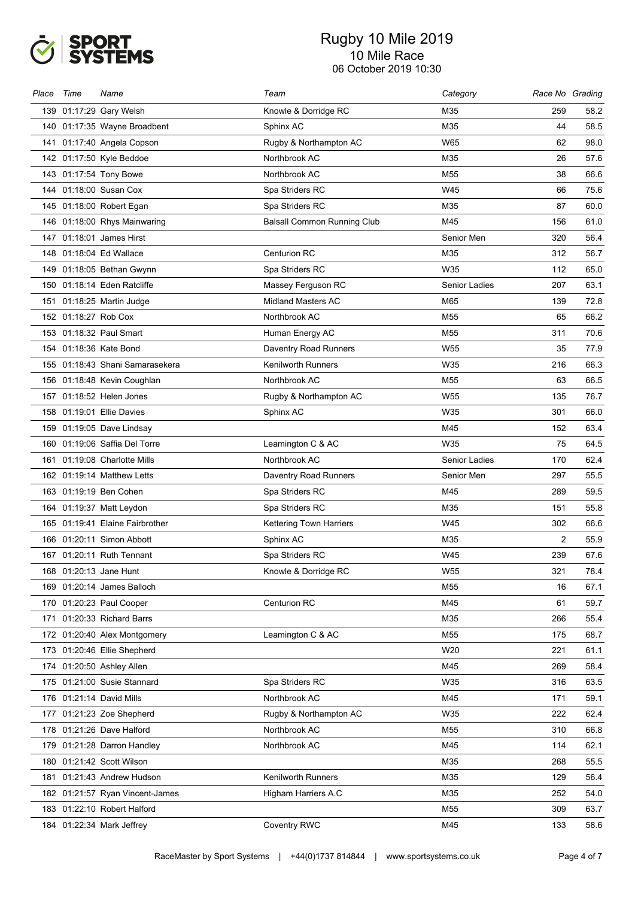# Rugby 10 Mile 2019

## 10 Mile Race

06 October 2019 10:30

| Place | Time | Name | Team | Category | Race No | Grading |
|---|---|---|---|---|---|---|
| 139 | 01:17:29 | Gary Welsh | Knowle & Dorridge RC | M35 | 259 | 58.2 |
| 140 | 01:17:35 | Wayne Broadbent | Sphinx AC | M35 | 44 | 58.5 |
| 141 | 01:17:40 | Angela Copson | Rugby & Northampton AC | W65 | 62 | 98.0 |
| 142 | 01:17:50 | Kyle Beddoe | Northbrook AC | M35 | 26 | 57.6 |
| 143 | 01:17:54 | Tony Bowe | Northbrook AC | M55 | 38 | 66.6 |
| 144 | 01:18:00 | Susan Cox | Spa Striders RC | W45 | 66 | 75.6 |
| 145 | 01:18:00 | Robert Egan | Spa Striders RC | M35 | 87 | 60.0 |
| 146 | 01:18:00 | Rhys Mainwaring | Balsall Common Running Club | M45 | 156 | 61.0 |
| 147 | 01:18:01 | James Hirst | | Senior Men | 320 | 56.4 |
| 148 | 01:18:04 | Ed Wallace | Centurion RC | M35 | 312 | 56.7 |
| 149 | 01:18:05 | Bethan Gwynn | Spa Striders RC | W35 | 112 | 65.0 |
| 150 | 01:18:14 | Eden Ratcliffe | Massey Ferguson RC | Senior Ladies | 207 | 63.1 |
| 151 | 01:18:25 | Martin Judge | Midland Masters AC | M65 | 139 | 72.8 |
| 152 | 01:18:27 | Rob Cox | Northbrook AC | M55 | 65 | 66.2 |
| 153 | 01:18:32 | Paul Smart | Human Energy AC | M55 | 311 | 70.6 |
| 154 | 01:18:36 | Kate Bond | Daventry Road Runners | W55 | 35 | 77.9 |
| 155 | 01:18:43 | Shani Samarasekera | Kenilworth Runners | W35 | 216 | 66.3 |
| 156 | 01:18:48 | Kevin Coughlan | Northbrook AC | M55 | 63 | 66.5 |
| 157 | 01:18:52 | Helen Jones | Rugby & Northampton AC | W55 | 135 | 76.7 |
| 158 | 01:19:01 | Ellie Davies | Sphinx AC | W35 | 301 | 66.0 |
| 159 | 01:19:05 | Dave Lindsay | | M45 | 152 | 63.4 |
| 160 | 01:19:06 | Saffia Del Torre | Leamington C & AC | W35 | 75 | 64.5 |
| 161 | 01:19:08 | Charlotte Mills | Northbrook AC | Senior Ladies | 170 | 62.4 |
| 162 | 01:19:14 | Matthew Letts | Daventry Road Runners | Senior Men | 297 | 55.5 |
| 163 | 01:19:19 | Ben Cohen | Spa Striders RC | M45 | 289 | 59.5 |
| 164 | 01:19:37 | Matt Leydon | Spa Striders RC | M35 | 151 | 55.8 |
| 165 | 01:19:41 | Elaine Fairbrother | Kettering Town Harriers | W45 | 302 | 66.6 |
| 166 | 01:20:11 | Simon Abbott | Sphinx AC | M35 | 2 | 55.9 |
| 167 | 01:20:11 | Ruth Tennant | Spa Striders RC | W45 | 239 | 67.6 |
| 168 | 01:20:13 | Jane Hunt | Knowle & Dorridge RC | W55 | 321 | 78.4 |
| 169 | 01:20:14 | James Balloch | | M55 | 16 | 67.1 |
| 170 | 01:20:23 | Paul Cooper | Centurion RC | M45 | 61 | 59.7 |
| 171 | 01:20:33 | Richard Barrs | | M35 | 266 | 55.4 |
| 172 | 01:20:40 | Alex Montgomery | Leamington C & AC | M55 | 175 | 68.7 |
| 173 | 01:20:46 | Ellie Shepherd | | W20 | 221 | 61.1 |
| 174 | 01:20:50 | Ashley Allen | | M45 | 269 | 58.4 |
| 175 | 01:21:00 | Susie Stannard | Spa Striders RC | W35 | 316 | 63.5 |
| 176 | 01:21:14 | David Mills | Northbrook AC | M45 | 171 | 59.1 |
| 177 | 01:21:23 | Zoe Shepherd | Rugby & Northampton AC | W35 | 222 | 62.4 |
| 178 | 01:21:26 | Dave Halford | Northbrook AC | M55 | 310 | 66.8 |
| 179 | 01:21:28 | Darron Handley | Northbrook AC | M45 | 114 | 62.1 |
| 180 | 01:21:42 | Scott Wilson | | M35 | 268 | 55.5 |
| 181 | 01:21:43 | Andrew Hudson | Kenilworth Runners | M35 | 129 | 56.4 |
| 182 | 01:21:57 | Ryan Vincent-James | Higham Harriers A.C | M35 | 252 | 54.0 |
| 183 | 01:22:10 | Robert Halford | | M55 | 309 | 63.7 |
| 184 | 01:22:34 | Mark Jeffrey | Coventry RWC | M45 | 133 | 58.6 |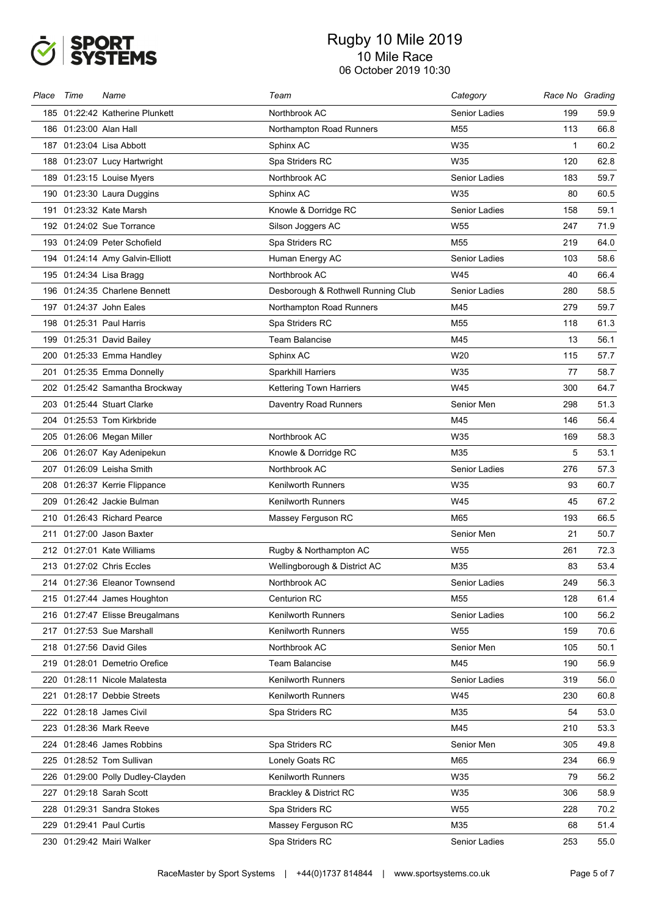# Rugby 10 Mile 2019

## 10 Mile Race

06 October 2019 10:30

| Place | Time | Name | Team | Category | Race No | Grading |
|---|---|---|---|---|---|---|
| 185 | 01:22:42 | Katherine Plunkett | Northbrook AC | Senior Ladies | 199 | 59.9 |
| 186 | 01:23:00 | Alan Hall | Northampton Road Runners | M55 | 113 | 66.8 |
| 187 | 01:23:04 | Lisa Abbott | Sphinx AC | W35 | 1 | 60.2 |
| 188 | 01:23:07 | Lucy Hartwright | Spa Striders RC | W35 | 120 | 62.8 |
| 189 | 01:23:15 | Louise Myers | Northbrook AC | Senior Ladies | 183 | 59.7 |
| 190 | 01:23:30 | Laura Duggins | Sphinx AC | W35 | 80 | 60.5 |
| 191 | 01:23:32 | Kate Marsh | Knowle & Dorridge RC | Senior Ladies | 158 | 59.1 |
| 192 | 01:24:02 | Sue Torrance | Silson Joggers AC | W55 | 247 | 71.9 |
| 193 | 01:24:09 | Peter Schofield | Spa Striders RC | M55 | 219 | 64.0 |
| 194 | 01:24:14 | Amy Galvin-Elliott | Human Energy AC | Senior Ladies | 103 | 58.6 |
| 195 | 01:24:34 | Lisa Bragg | Northbrook AC | W45 | 40 | 66.4 |
| 196 | 01:24:35 | Charlene Bennett | Desborough & Rothwell Running Club | Senior Ladies | 280 | 58.5 |
| 197 | 01:24:37 | John Eales | Northampton Road Runners | M45 | 279 | 59.7 |
| 198 | 01:25:31 | Paul Harris | Spa Striders RC | M55 | 118 | 61.3 |
| 199 | 01:25:31 | David Bailey | Team Balancise | M45 | 13 | 56.1 |
| 200 | 01:25:33 | Emma Handley | Sphinx AC | W20 | 115 | 57.7 |
| 201 | 01:25:35 | Emma Donnelly | Sparkhill Harriers | W35 | 77 | 58.7 |
| 202 | 01:25:42 | Samantha Brockway | Kettering Town Harriers | W45 | 300 | 64.7 |
| 203 | 01:25:44 | Stuart Clarke | Daventry Road Runners | Senior Men | 298 | 51.3 |
| 204 | 01:25:53 | Tom Kirkbride | | M45 | 146 | 56.4 |
| 205 | 01:26:06 | Megan Miller | Northbrook AC | W35 | 169 | 58.3 |
| 206 | 01:26:07 | Kay Adenipekun | Knowle & Dorridge RC | M35 | 5 | 53.1 |
| 207 | 01:26:09 | Leisha Smith | Northbrook AC | Senior Ladies | 276 | 57.3 |
| 208 | 01:26:37 | Kerrie Flippance | Kenilworth Runners | W35 | 93 | 60.7 |
| 209 | 01:26:42 | Jackie Bulman | Kenilworth Runners | W45 | 45 | 67.2 |
| 210 | 01:26:43 | Richard Pearce | Massey Ferguson RC | M65 | 193 | 66.5 |
| 211 | 01:27:00 | Jason Baxter | | Senior Men | 21 | 50.7 |
| 212 | 01:27:01 | Kate Williams | Rugby & Northampton AC | W55 | 261 | 72.3 |
| 213 | 01:27:02 | Chris Eccles | Wellingborough & District AC | M35 | 83 | 53.4 |
| 214 | 01:27:36 | Eleanor Townsend | Northbrook AC | Senior Ladies | 249 | 56.3 |
| 215 | 01:27:44 | James Houghton | Centurion RC | M55 | 128 | 61.4 |
| 216 | 01:27:47 | Elisse Breugalmans | Kenilworth Runners | Senior Ladies | 100 | 56.2 |
| 217 | 01:27:53 | Sue Marshall | Kenilworth Runners | W55 | 159 | 70.6 |
| 218 | 01:27:56 | David Giles | Northbrook AC | Senior Men | 105 | 50.1 |
| 219 | 01:28:01 | Demetrio Orefice | Team Balancise | M45 | 190 | 56.9 |
| 220 | 01:28:11 | Nicole Malatesta | Kenilworth Runners | Senior Ladies | 319 | 56.0 |
| 221 | 01:28:17 | Debbie Streets | Kenilworth Runners | W45 | 230 | 60.8 |
| 222 | 01:28:18 | James Civil | Spa Striders RC | M35 | 54 | 53.0 |
| 223 | 01:28:36 | Mark Reeve | | M45 | 210 | 53.3 |
| 224 | 01:28:46 | James Robbins | Spa Striders RC | Senior Men | 305 | 49.8 |
| 225 | 01:28:52 | Tom Sullivan | Lonely Goats RC | M65 | 234 | 66.9 |
| 226 | 01:29:00 | Polly Dudley-Clayden | Kenilworth Runners | W35 | 79 | 56.2 |
| 227 | 01:29:18 | Sarah Scott | Brackley & District RC | W35 | 306 | 58.9 |
| 228 | 01:29:31 | Sandra Stokes | Spa Striders RC | W55 | 228 | 70.2 |
| 229 | 01:29:41 | Paul Curtis | Massey Ferguson RC | M35 | 68 | 51.4 |
| 230 | 01:29:42 | Mairi Walker | Spa Striders RC | Senior Ladies | 253 | 55.0 |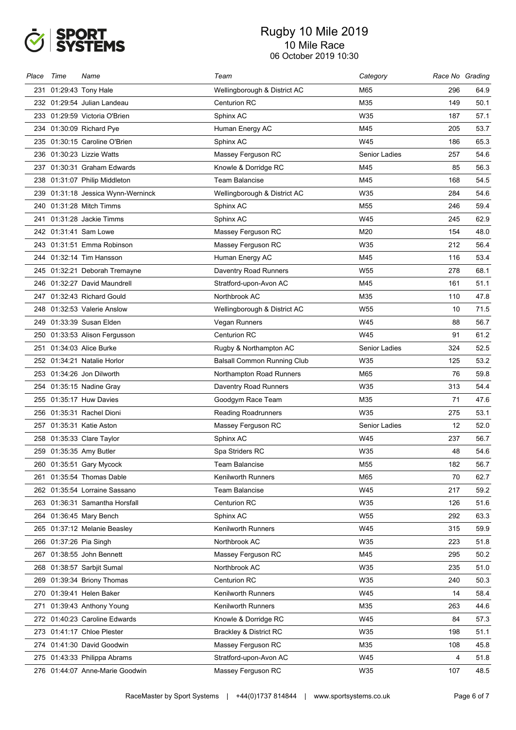# Rugby 10 Mile 2019

## 10 Mile Race

06 October 2019 10:30

| Place | Time | Name | Team | Category | Race No | Grading |
|---|---|---|---|---|---|---|
| 231 | 01:29:43 | Tony Hale | Wellingborough & District AC | M65 | 296 | 64.9 |
| 232 | 01:29:54 | Julian Landeau | Centurion RC | M35 | 149 | 50.1 |
| 233 | 01:29:59 | Victoria O'Brien | Sphinx AC | W35 | 187 | 57.1 |
| 234 | 01:30:09 | Richard Pye | Human Energy AC | M45 | 205 | 53.7 |
| 235 | 01:30:15 | Caroline O'Brien | Sphinx AC | W45 | 186 | 65.3 |
| 236 | 01:30:23 | Lizzie Watts | Massey Ferguson RC | Senior Ladies | 257 | 54.6 |
| 237 | 01:30:31 | Graham Edwards | Knowle & Dorridge RC | M45 | 85 | 56.3 |
| 238 | 01:31:07 | Philip Middleton | Team Balancise | M45 | 168 | 54.5 |
| 239 | 01:31:18 | Jessica Wynn-Werninck | Wellingborough & District AC | W35 | 284 | 54.6 |
| 240 | 01:31:28 | Mitch Timms | Sphinx AC | M55 | 246 | 59.4 |
| 241 | 01:31:28 | Jackie Timms | Sphinx AC | W45 | 245 | 62.9 |
| 242 | 01:31:41 | Sam Lowe | Massey Ferguson RC | M20 | 154 | 48.0 |
| 243 | 01:31:51 | Emma Robinson | Massey Ferguson RC | W35 | 212 | 56.4 |
| 244 | 01:32:14 | Tim Hansson | Human Energy AC | M45 | 116 | 53.4 |
| 245 | 01:32:21 | Deborah Tremayne | Daventry Road Runners | W55 | 278 | 68.1 |
| 246 | 01:32:27 | David Maundrell | Stratford-upon-Avon AC | M45 | 161 | 51.1 |
| 247 | 01:32:43 | Richard Gould | Northbrook AC | M35 | 110 | 47.8 |
| 248 | 01:32:53 | Valerie Anslow | Wellingborough & District AC | W55 | 10 | 71.5 |
| 249 | 01:33:39 | Susan Elden | Vegan Runners | W45 | 88 | 56.7 |
| 250 | 01:33:53 | Alison Fergusson | Centurion RC | W45 | 91 | 61.2 |
| 251 | 01:34:03 | Alice Burke | Rugby & Northampton AC | Senior Ladies | 324 | 52.5 |
| 252 | 01:34:21 | Natalie Horlor | Balsall Common Running Club | W35 | 125 | 53.2 |
| 253 | 01:34:26 | Jon Dilworth | Northampton Road Runners | M65 | 76 | 59.8 |
| 254 | 01:35:15 | Nadine Gray | Daventry Road Runners | W35 | 313 | 54.4 |
| 255 | 01:35:17 | Huw Davies | Goodgym Race Team | M35 | 71 | 47.6 |
| 256 | 01:35:31 | Rachel Dioni | Reading Roadrunners | W35 | 275 | 53.1 |
| 257 | 01:35:31 | Katie Aston | Massey Ferguson RC | Senior Ladies | 12 | 52.0 |
| 258 | 01:35:33 | Clare Taylor | Sphinx AC | W45 | 237 | 56.7 |
| 259 | 01:35:35 | Amy Butler | Spa Striders RC | W35 | 48 | 54.6 |
| 260 | 01:35:51 | Gary Mycock | Team Balancise | M55 | 182 | 56.7 |
| 261 | 01:35:54 | Thomas Dable | Kenilworth Runners | M65 | 70 | 62.7 |
| 262 | 01:35:54 | Lorraine Sassano | Team Balancise | W45 | 217 | 59.2 |
| 263 | 01:36:31 | Samantha Horsfall | Centurion RC | W35 | 126 | 51.6 |
| 264 | 01:36:45 | Mary Bench | Sphinx AC | W55 | 292 | 63.3 |
| 265 | 01:37:12 | Melanie Beasley | Kenilworth Runners | W45 | 315 | 59.9 |
| 266 | 01:37:26 | Pia Singh | Northbrook AC | W35 | 223 | 51.8 |
| 267 | 01:38:55 | John Bennett | Massey Ferguson RC | M45 | 295 | 50.2 |
| 268 | 01:38:57 | Sarbjit Sumal | Northbrook AC | W35 | 235 | 51.0 |
| 269 | 01:39:34 | Briony Thomas | Centurion RC | W35 | 240 | 50.3 |
| 270 | 01:39:41 | Helen Baker | Kenilworth Runners | W45 | 14 | 58.4 |
| 271 | 01:39:43 | Anthony Young | Kenilworth Runners | M35 | 263 | 44.6 |
| 272 | 01:40:23 | Caroline Edwards | Knowle & Dorridge RC | W45 | 84 | 57.3 |
| 273 | 01:41:17 | Chloe Plester | Brackley & District RC | W35 | 198 | 51.1 |
| 274 | 01:41:30 | David Goodwin | Massey Ferguson RC | M35 | 108 | 45.8 |
| 275 | 01:43:33 | Philippa Abrams | Stratford-upon-Avon AC | W45 | 4 | 51.8 |
| 276 | 01:44:07 | Anne-Marie Goodwin | Massey Ferguson RC | W35 | 107 | 48.5 |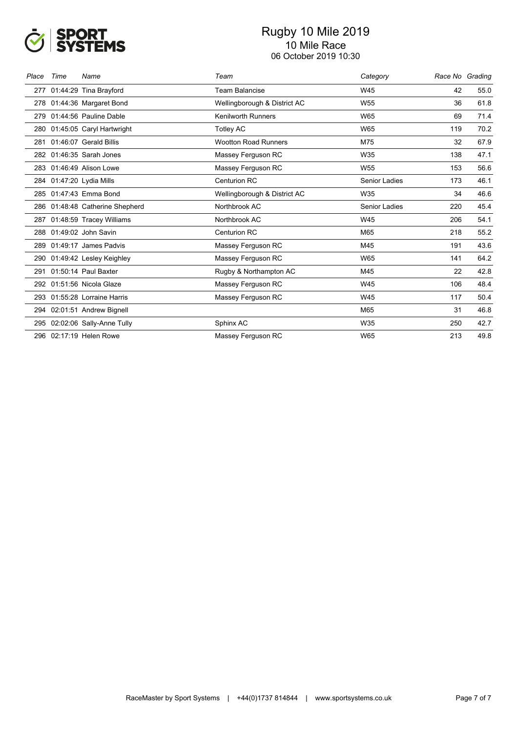# Rugby 10 Mile 2019

## 10 Mile Race

06 October 2019 10:30

| *Place* | *Time* | *Name* | *Team* | *Category* | *Race No* | *Grading* |
|---|---|---|---|---|---|---|
| 277 | 01:44:29 | Tina Brayford | Team Balancise | W45 | 42 | 55.0 |
| 278 | 01:44:36 | Margaret Bond | Wellingborough & District AC | W55 | 36 | 61.8 |
| 279 | 01:44:56 | Pauline Dable | Kenilworth Runners | W65 | 69 | 71.4 |
| 280 | 01:45:05 | Caryl Hartwright | Totley AC | W65 | 119 | 70.2 |
| 281 | 01:46:07 | Gerald Billis | Wootton Road Runners | M75 | 32 | 67.9 |
| 282 | 01:46:35 | Sarah Jones | Massey Ferguson RC | W35 | 138 | 47.1 |
| 283 | 01:46:49 | Alison Lowe | Massey Ferguson RC | W55 | 153 | 56.6 |
| 284 | 01:47:20 | Lydia Mills | Centurion RC | Senior Ladies | 173 | 46.1 |
| 285 | 01:47:43 | Emma Bond | Wellingborough & District AC | W35 | 34 | 46.6 |
| 286 | 01:48:48 | Catherine Shepherd | Northbrook AC | Senior Ladies | 220 | 45.4 |
| 287 | 01:48:59 | Tracey Williams | Northbrook AC | W45 | 206 | 54.1 |
| 288 | 01:49:02 | John Savin | Centurion RC | M65 | 218 | 55.2 |
| 289 | 01:49:17 | James Padvis | Massey Ferguson RC | M45 | 191 | 43.6 |
| 290 | 01:49:42 | Lesley Keighley | Massey Ferguson RC | W65 | 141 | 64.2 |
| 291 | 01:50:14 | Paul Baxter | Rugby & Northampton AC | M45 | 22 | 42.8 |
| 292 | 01:51:56 | Nicola Glaze | Massey Ferguson RC | W45 | 106 | 48.4 |
| 293 | 01:55:28 | Lorraine Harris | Massey Ferguson RC | W45 | 117 | 50.4 |
| 294 | 02:01:51 | Andrew Bignell | | M65 | 31 | 46.8 |
| 295 | 02:02:06 | Sally-Anne Tully | Sphinx AC | W35 | 250 | 42.7 |
| 296 | 02:17:19 | Helen Rowe | Massey Ferguson RC | W65 | 213 | 49.8 |